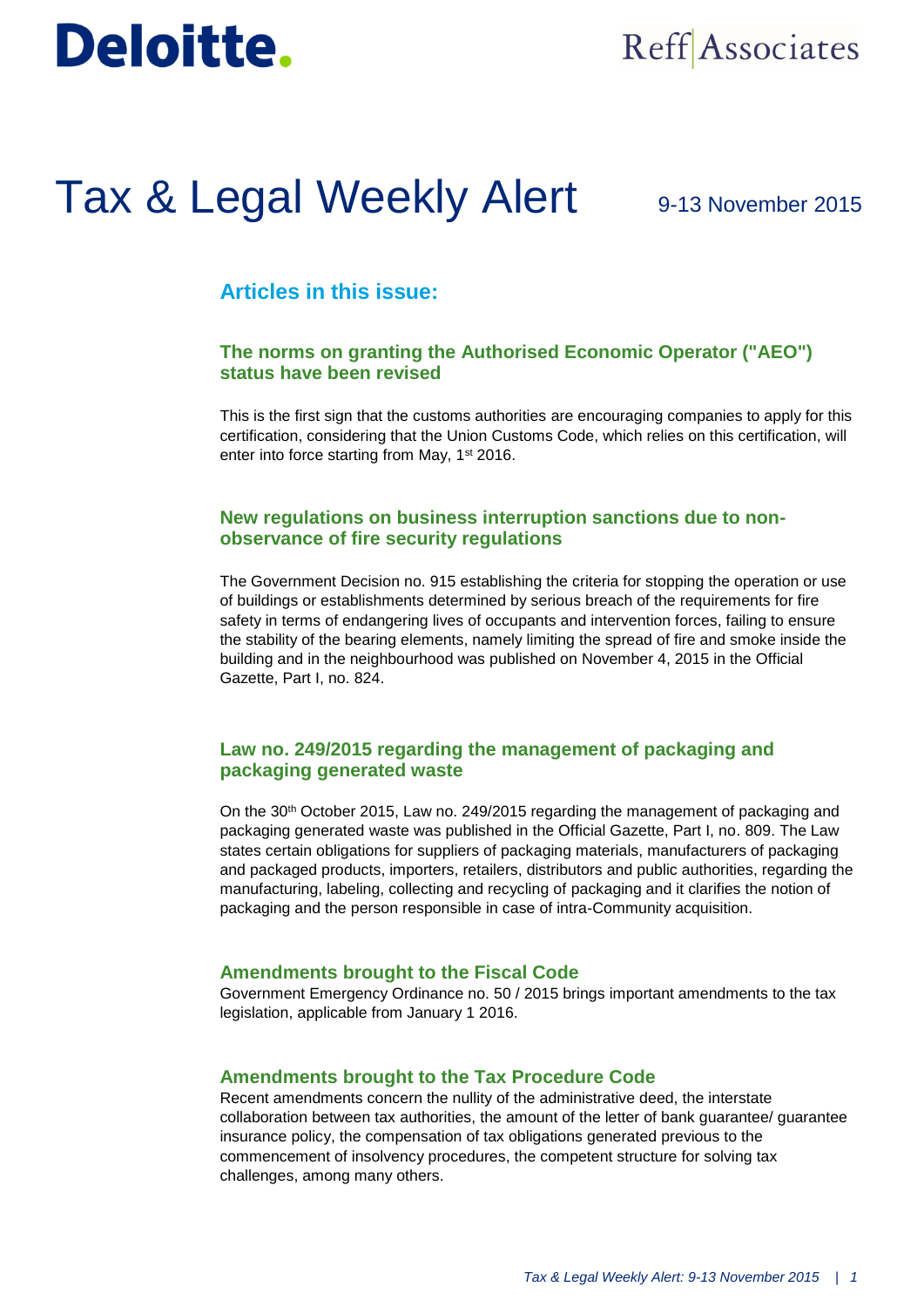Deloitte.

Reff | Associates

# Tax & Legal Weekly Alert

9-13 November 2015

## Articles in this issue:

### The norms on granting the Authorised Economic Operator ("AEO") status have been revised

This is the first sign that the customs authorities are encouraging companies to apply for this certification, considering that the Union Customs Code, which relies on this certification, will enter into force starting from May, 1st 2016.

### New regulations on business interruption sanctions due to non-observance of fire security regulations

The Government Decision no. 915 establishing the criteria for stopping the operation or use of buildings or establishments determined by serious breach of the requirements for fire safety in terms of endangering lives of occupants and intervention forces, failing to ensure the stability of the bearing elements, namely limiting the spread of fire and smoke inside the building and in the neighbourhood was published on November 4, 2015 in the Official Gazette, Part I, no. 824.

### Law no. 249/2015 regarding the management of packaging and packaging generated waste

On the 30th October 2015, Law no. 249/2015 regarding the management of packaging and packaging generated waste was published in the Official Gazette, Part I, no. 809. The Law states certain obligations for suppliers of packaging materials, manufacturers of packaging and packaged products, importers, retailers, distributors and public authorities, regarding the manufacturing, labeling, collecting and recycling of packaging and it clarifies the notion of packaging and the person responsible in case of intra-Community acquisition.

### Amendments brought to the Fiscal Code

Government Emergency Ordinance no. 50 / 2015 brings important amendments to the tax legislation, applicable from January 1 2016.

### Amendments brought to the Tax Procedure Code

Recent amendments concern the nullity of the administrative deed, the interstate collaboration between tax authorities, the amount of the letter of bank guarantee/ guarantee insurance policy, the compensation of tax obligations generated previous to the commencement of insolvency procedures, the competent structure for solving tax challenges, among many others.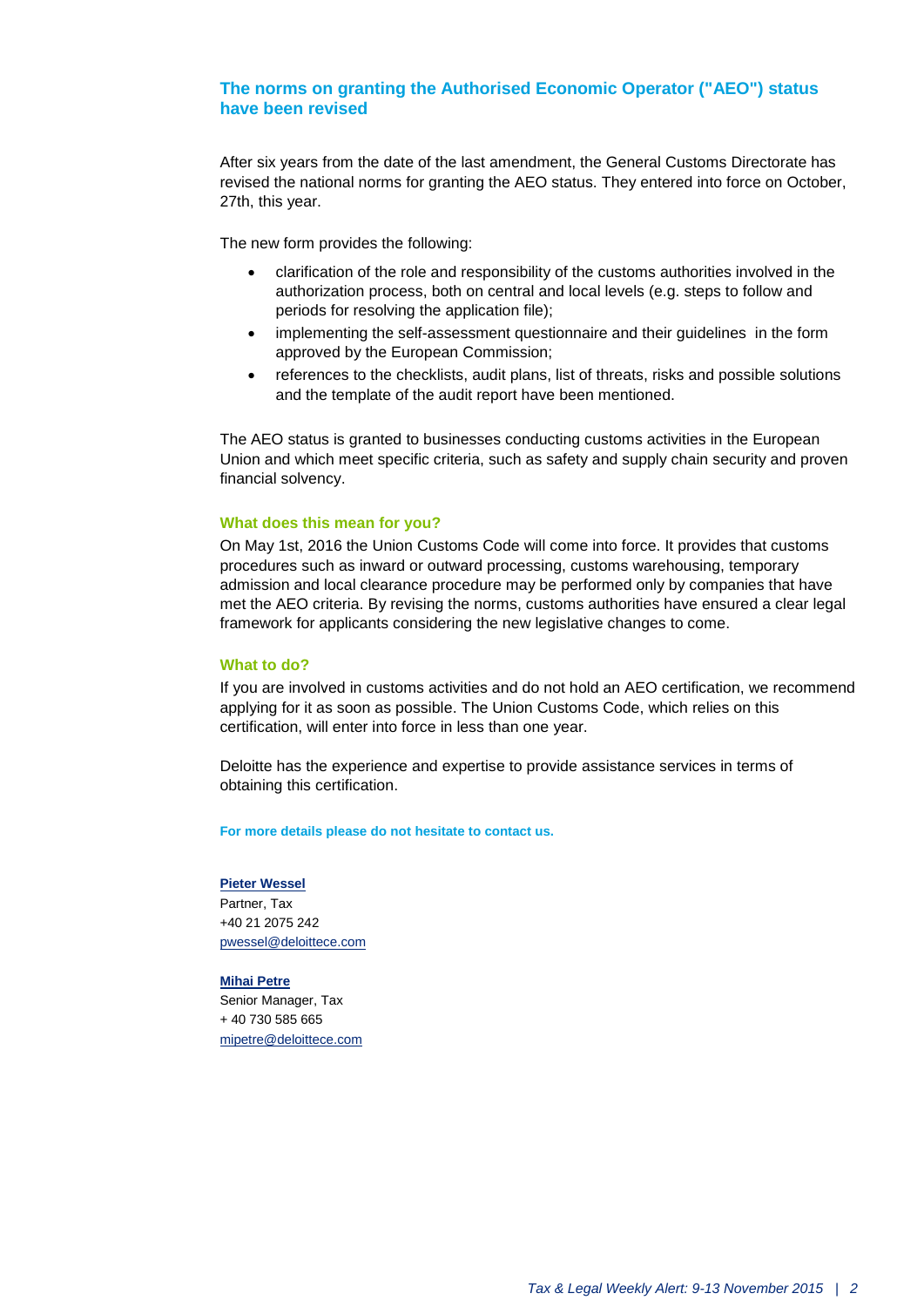## The norms on granting the Authorised Economic Operator ("AEO") status have been revised

After six years from the date of the last amendment, the General Customs Directorate has revised the national norms for granting the AEO status. They entered into force on October, 27th, this year.

The new form provides the following:

- clarification of the role and responsibility of the customs authorities involved in the authorization process, both on central and local levels (e.g. steps to follow and periods for resolving the application file);
- implementing the self-assessment questionnaire and their guidelines in the form approved by the European Commission;
- references to the checklists, audit plans, list of threats, risks and possible solutions and the template of the audit report have been mentioned.

The AEO status is granted to businesses conducting customs activities in the European Union and which meet specific criteria, such as safety and supply chain security and proven financial solvency.

### What does this mean for you?

On May 1st, 2016 the Union Customs Code will come into force. It provides that customs procedures such as inward or outward processing, customs warehousing, temporary admission and local clearance procedure may be performed only by companies that have met the AEO criteria. By revising the norms, customs authorities have ensured a clear legal framework for applicants considering the new legislative changes to come.

### What to do?

If you are involved in customs activities and do not hold an AEO certification, we recommend applying for it as soon as possible. The Union Customs Code, which relies on this certification, will enter into force in less than one year.

Deloitte has the experience and expertise to provide assistance services in terms of obtaining this certification.

**For more details please do not hesitate to contact us.**

**Pieter Wessel**
Partner, Tax
+40 21 2075 242
pwessel@deloittece.com

**Mihai Petre**
Senior Manager, Tax
+ 40 730 585 665
mipetre@deloittece.com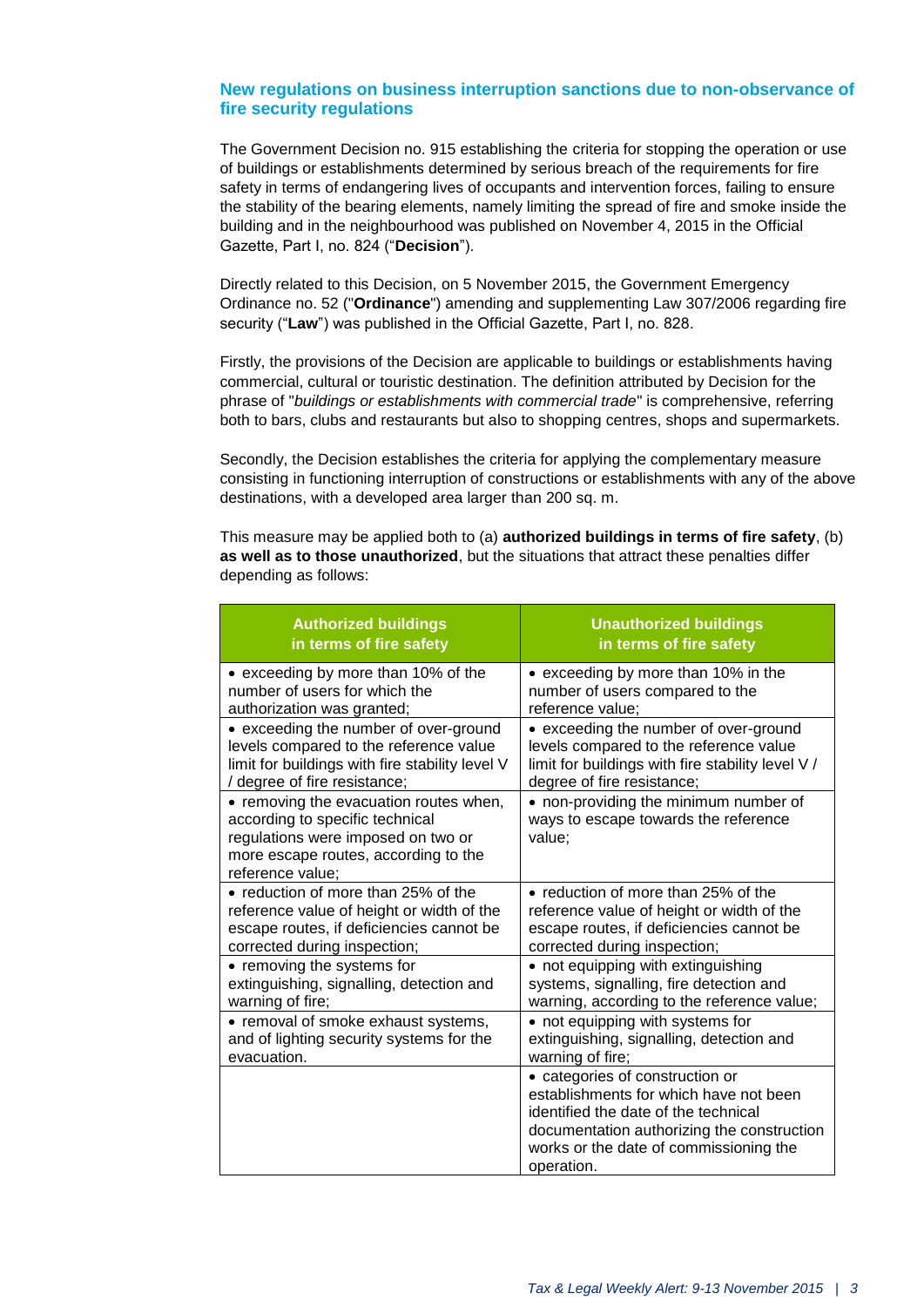## New regulations on business interruption sanctions due to non-observance of fire security regulations

The Government Decision no. 915 establishing the criteria for stopping the operation or use of buildings or establishments determined by serious breach of the requirements for fire safety in terms of endangering lives of occupants and intervention forces, failing to ensure the stability of the bearing elements, namely limiting the spread of fire and smoke inside the building and in the neighbourhood was published on November 4, 2015 in the Official Gazette, Part I, no. 824 ("**Decision**").

Directly related to this Decision, on 5 November 2015, the Government Emergency Ordinance no. 52 ("**Ordinance**") amending and supplementing Law 307/2006 regarding fire security ("**Law**") was published in the Official Gazette, Part I, no. 828.

Firstly, the provisions of the Decision are applicable to buildings or establishments having commercial, cultural or touristic destination. The definition attributed by Decision for the phrase of "*buildings or establishments with commercial trade*" is comprehensive, referring both to bars, clubs and restaurants but also to shopping centres, shops and supermarkets.

Secondly, the Decision establishes the criteria for applying the complementary measure consisting in functioning interruption of constructions or establishments with any of the above destinations, with a developed area larger than 200 sq. m.

This measure may be applied both to (a) **authorized buildings in terms of fire safety**, (b) **as well as to those unauthorized**, but the situations that attract these penalties differ depending as follows:

| Authorized buildings in terms of fire safety | Unauthorized buildings in terms of fire safety |
|---|---|
| • exceeding by more than 10% of the number of users for which the authorization was granted; | • exceeding by more than 10% in the number of users compared to the reference value; |
| • exceeding the number of over-ground levels compared to the reference value limit for buildings with fire stability level V / degree of fire resistance; | • exceeding the number of over-ground levels compared to the reference value limit for buildings with fire stability level V / degree of fire resistance; |
| • removing the evacuation routes when, according to specific technical regulations were imposed on two or more escape routes, according to the reference value; | • non-providing the minimum number of ways to escape towards the reference value; |
| • reduction of more than 25% of the reference value of height or width of the escape routes, if deficiencies cannot be corrected during inspection; | • reduction of more than 25% of the reference value of height or width of the escape routes, if deficiencies cannot be corrected during inspection; |
| • removing the systems for extinguishing, signalling, detection and warning of fire; | • not equipping with extinguishing systems, signalling, fire detection and warning, according to the reference value; |
| • removal of smoke exhaust systems, and of lighting security systems for the evacuation. | • not equipping with systems for extinguishing, signalling, detection and warning of fire; |
| | • categories of construction or establishments for which have not been identified the date of the technical documentation authorizing the construction works or the date of commissioning the operation. |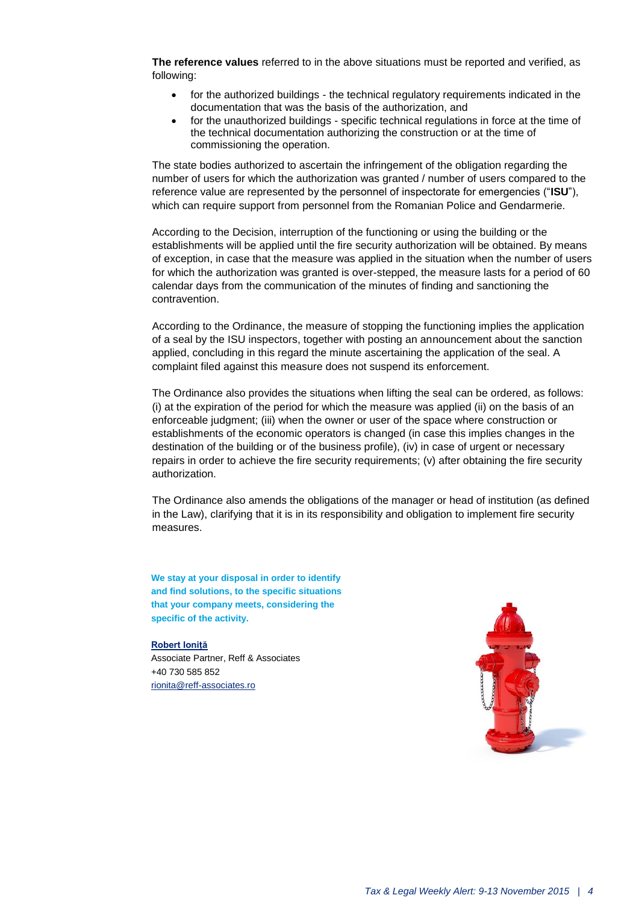**The reference values** referred to in the above situations must be reported and verified, as following:

- for the authorized buildings - the technical regulatory requirements indicated in the documentation that was the basis of the authorization, and
- for the unauthorized buildings - specific technical regulations in force at the time of the technical documentation authorizing the construction or at the time of commissioning the operation.

The state bodies authorized to ascertain the infringement of the obligation regarding the number of users for which the authorization was granted / number of users compared to the reference value are represented by the personnel of inspectorate for emergencies ("**ISU**"), which can require support from personnel from the Romanian Police and Gendarmerie.

According to the Decision, interruption of the functioning or using the building or the establishments will be applied until the fire security authorization will be obtained. By means of exception, in case that the measure was applied in the situation when the number of users for which the authorization was granted is over-stepped, the measure lasts for a period of 60 calendar days from the communication of the minutes of finding and sanctioning the contravention.

According to the Ordinance, the measure of stopping the functioning implies the application of a seal by the ISU inspectors, together with posting an announcement about the sanction applied, concluding in this regard the minute ascertaining the application of the seal. A complaint filed against this measure does not suspend its enforcement.

The Ordinance also provides the situations when lifting the seal can be ordered, as follows: (i) at the expiration of the period for which the measure was applied (ii) on the basis of an enforceable judgment; (iii) when the owner or user of the space where construction or establishments of the economic operators is changed (in case this implies changes in the destination of the building or of the business profile), (iv) in case of urgent or necessary repairs in order to achieve the fire security requirements; (v) after obtaining the fire security authorization.

The Ordinance also amends the obligations of the manager or head of institution (as defined in the Law), clarifying that it is in its responsibility and obligation to implement fire security measures.

**We stay at your disposal in order to identify and find solutions, to the specific situations that your company meets, considering the specific of the activity.**

**Robert Ioniță**
Associate Partner, Reff & Associates
+40 730 585 852
rionita@reff-associates.ro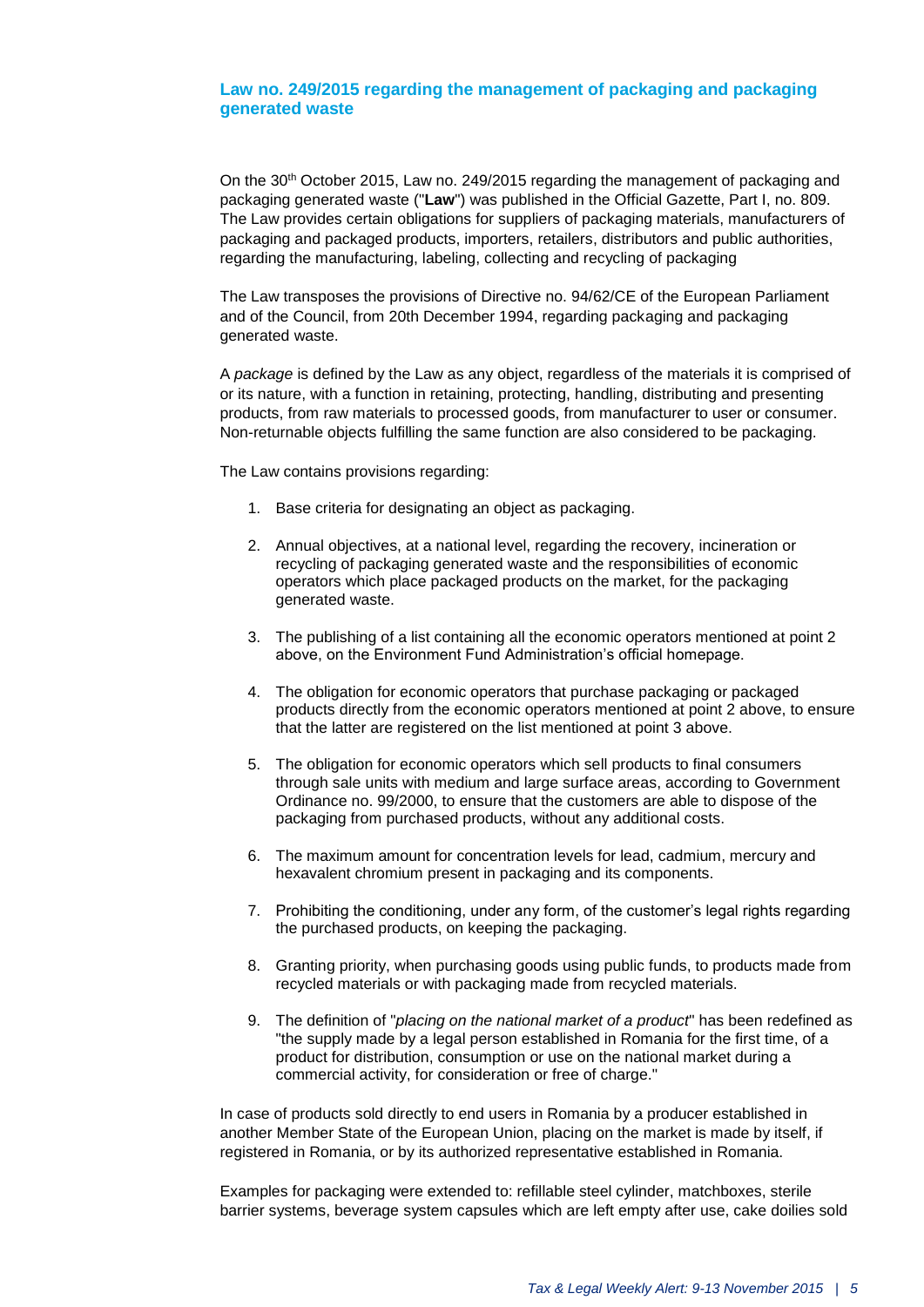## Law no. 249/2015 regarding the management of packaging and packaging generated waste

On the 30th October 2015, Law no. 249/2015 regarding the management of packaging and packaging generated waste ("**Law**") was published in the Official Gazette, Part I, no. 809. The Law provides certain obligations for suppliers of packaging materials, manufacturers of packaging and packaged products, importers, retailers, distributors and public authorities, regarding the manufacturing, labeling, collecting and recycling of packaging

The Law transposes the provisions of Directive no. 94/62/CE of the European Parliament and of the Council, from 20th December 1994, regarding packaging and packaging generated waste.

A *package* is defined by the Law as any object, regardless of the materials it is comprised of or its nature, with a function in retaining, protecting, handling, distributing and presenting products, from raw materials to processed goods, from manufacturer to user or consumer. Non-returnable objects fulfilling the same function are also considered to be packaging.

The Law contains provisions regarding:

1. Base criteria for designating an object as packaging.
2. Annual objectives, at a national level, regarding the recovery, incineration or recycling of packaging generated waste and the responsibilities of economic operators which place packaged products on the market, for the packaging generated waste.
3. The publishing of a list containing all the economic operators mentioned at point 2 above, on the Environment Fund Administration's official homepage.
4. The obligation for economic operators that purchase packaging or packaged products directly from the economic operators mentioned at point 2 above, to ensure that the latter are registered on the list mentioned at point 3 above.
5. The obligation for economic operators which sell products to final consumers through sale units with medium and large surface areas, according to Government Ordinance no. 99/2000, to ensure that the customers are able to dispose of the packaging from purchased products, without any additional costs.
6. The maximum amount for concentration levels for lead, cadmium, mercury and hexavalent chromium present in packaging and its components.
7. Prohibiting the conditioning, under any form, of the customer's legal rights regarding the purchased products, on keeping the packaging.
8. Granting priority, when purchasing goods using public funds, to products made from recycled materials or with packaging made from recycled materials.
9. The definition of "*placing on the national market of a product*" has been redefined as "the supply made by a legal person established in Romania for the first time, of a product for distribution, consumption or use on the national market during a commercial activity, for consideration or free of charge."

In case of products sold directly to end users in Romania by a producer established in another Member State of the European Union, placing on the market is made by itself, if registered in Romania, or by its authorized representative established in Romania.

Examples for packaging were extended to: refillable steel cylinder, matchboxes, sterile barrier systems, beverage system capsules which are left empty after use, cake doilies sold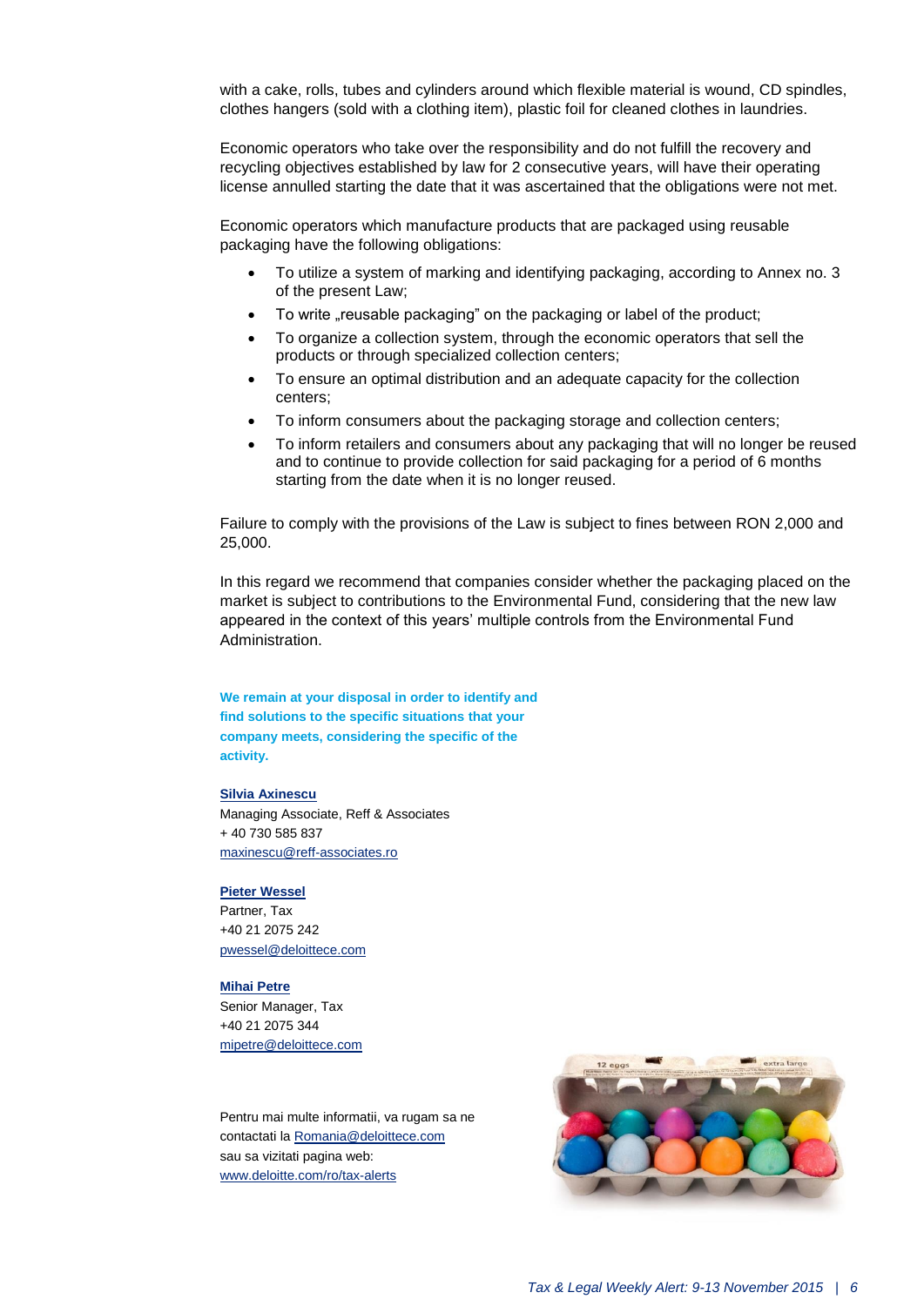with a cake, rolls, tubes and cylinders around which flexible material is wound, CD spindles, clothes hangers (sold with a clothing item), plastic foil for cleaned clothes in laundries.

Economic operators who take over the responsibility and do not fulfill the recovery and recycling objectives established by law for 2 consecutive years, will have their operating license annulled starting the date that it was ascertained that the obligations were not met.

Economic operators which manufacture products that are packaged using reusable packaging have the following obligations:

- To utilize a system of marking and identifying packaging, according to Annex no. 3 of the present Law;
- To write „reusable packaging" on the packaging or label of the product;
- To organize a collection system, through the economic operators that sell the products or through specialized collection centers;
- To ensure an optimal distribution and an adequate capacity for the collection centers;
- To inform consumers about the packaging storage and collection centers;
- To inform retailers and consumers about any packaging that will no longer be reused and to continue to provide collection for said packaging for a period of 6 months starting from the date when it is no longer reused.

Failure to comply with the provisions of the Law is subject to fines between RON 2,000 and 25,000.

In this regard we recommend that companies consider whether the packaging placed on the market is subject to contributions to the Environmental Fund, considering that the new law appeared in the context of this years' multiple controls from the Environmental Fund Administration.

**We remain at your disposal in order to identify and find solutions to the specific situations that your company meets, considering the specific of the activity.**

**Silvia Axinescu**
Managing Associate, Reff & Associates
+ 40 730 585 837
maxinescu@reff-associates.ro

**Pieter Wessel**
Partner, Tax
+40 21 2075 242
pwessel@deloittece.com

**Mihai Petre**
Senior Manager, Tax
+40 21 2075 344
mipetre@deloittece.com

Pentru mai multe informatii, va rugam sa ne contactati la Romania@deloittece.com sau sa vizitati pagina web: www.deloitte.com/ro/tax-alerts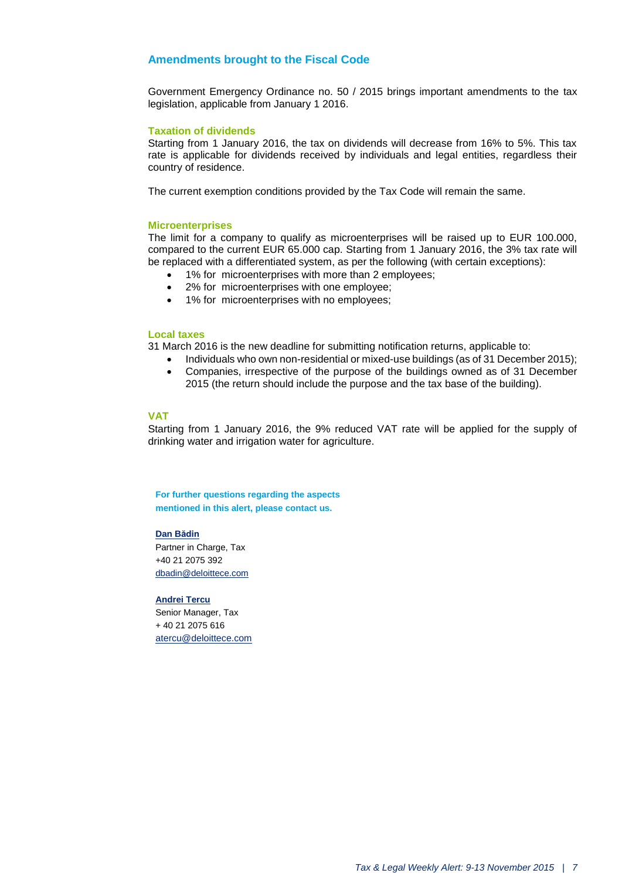## Amendments brought to the Fiscal Code

Government Emergency Ordinance no. 50 / 2015 brings important amendments to the tax legislation, applicable from January 1 2016.

### Taxation of dividends

Starting from 1 January 2016, the tax on dividends will decrease from 16% to 5%. This tax rate is applicable for dividends received by individuals and legal entities, regardless their country of residence.

The current exemption conditions provided by the Tax Code will remain the same.

### Microenterprises

The limit for a company to qualify as microenterprises will be raised up to EUR 100.000, compared to the current EUR 65.000 cap. Starting from 1 January 2016, the 3% tax rate will be replaced with a differentiated system, as per the following (with certain exceptions):

- 1% for microenterprises with more than 2 employees;
- 2% for microenterprises with one employee;
- 1% for microenterprises with no employees;

### Local taxes

31 March 2016 is the new deadline for submitting notification returns, applicable to:

- Individuals who own non-residential or mixed-use buildings (as of 31 December 2015);
- Companies, irrespective of the purpose of the buildings owned as of 31 December 2015 (the return should include the purpose and the tax base of the building).

### VAT

Starting from 1 January 2016, the 9% reduced VAT rate will be applied for the supply of drinking water and irrigation water for agriculture.

**For further questions regarding the aspects mentioned in this alert, please contact us.**

**Dan Bădin**
Partner in Charge, Tax
+40 21 2075 392
dbadin@deloittece.com

**Andrei Tercu**
Senior Manager, Tax
+ 40 21 2075 616
atercu@deloittece.com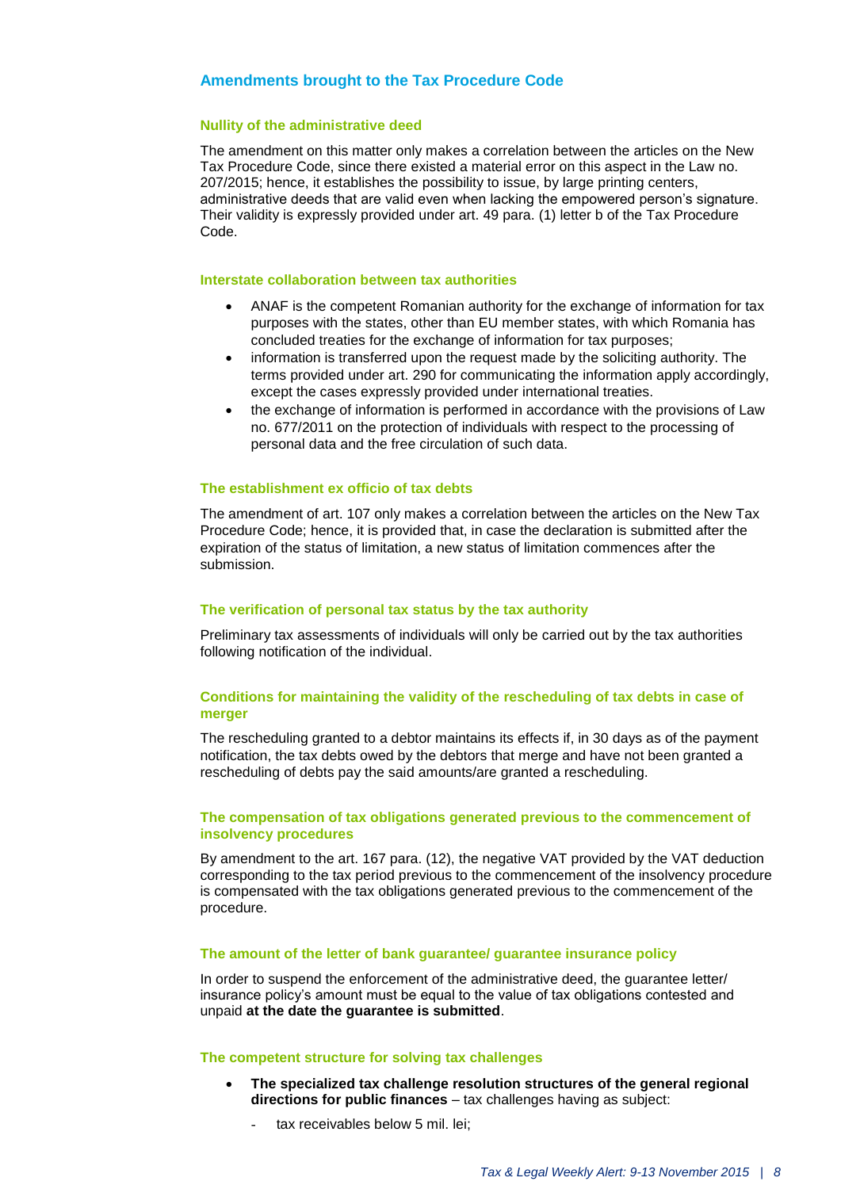## Amendments brought to the Tax Procedure Code

### Nullity of the administrative deed

The amendment on this matter only makes a correlation between the articles on the New Tax Procedure Code, since there existed a material error on this aspect in the Law no. 207/2015; hence, it establishes the possibility to issue, by large printing centers, administrative deeds that are valid even when lacking the empowered person's signature. Their validity is expressly provided under art. 49 para. (1) letter b of the Tax Procedure Code.

### Interstate collaboration between tax authorities

- ANAF is the competent Romanian authority for the exchange of information for tax purposes with the states, other than EU member states, with which Romania has concluded treaties for the exchange of information for tax purposes;
- information is transferred upon the request made by the soliciting authority. The terms provided under art. 290 for communicating the information apply accordingly, except the cases expressly provided under international treaties.
- the exchange of information is performed in accordance with the provisions of Law no. 677/2011 on the protection of individuals with respect to the processing of personal data and the free circulation of such data.

### The establishment ex officio of tax debts

The amendment of art. 107 only makes a correlation between the articles on the New Tax Procedure Code; hence, it is provided that, in case the declaration is submitted after the expiration of the status of limitation, a new status of limitation commences after the submission.

### The verification of personal tax status by the tax authority

Preliminary tax assessments of individuals will only be carried out by the tax authorities following notification of the individual.

### Conditions for maintaining the validity of the rescheduling of tax debts in case of merger

The rescheduling granted to a debtor maintains its effects if, in 30 days as of the payment notification, the tax debts owed by the debtors that merge and have not been granted a rescheduling of debts pay the said amounts/are granted a rescheduling.

### The compensation of tax obligations generated previous to the commencement of insolvency procedures

By amendment to the art. 167 para. (12), the negative VAT provided by the VAT deduction corresponding to the tax period previous to the commencement of the insolvency procedure is compensated with the tax obligations generated previous to the commencement of the procedure.

### The amount of the letter of bank guarantee/ guarantee insurance policy

In order to suspend the enforcement of the administrative deed, the guarantee letter/ insurance policy's amount must be equal to the value of tax obligations contested and unpaid **at the date the guarantee is submitted**.

### The competent structure for solving tax challenges

- **The specialized tax challenge resolution structures of the general regional directions for public finances** – tax challenges having as subject:
  - tax receivables below 5 mil. lei;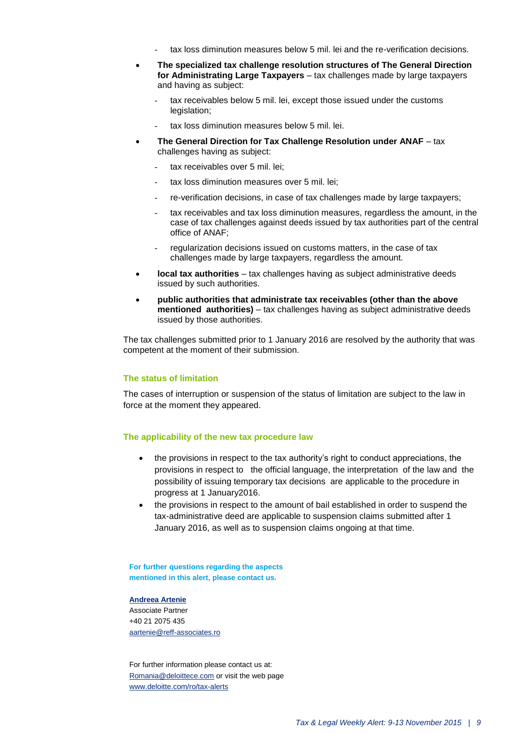- tax loss diminution measures below 5 mil. lei and the re-verification decisions.

- **The specialized tax challenge resolution structures of The General Direction for Administrating Large Taxpayers** – tax challenges made by large taxpayers and having as subject:
  - tax receivables below 5 mil. lei, except those issued under the customs legislation;
  - tax loss diminution measures below 5 mil. lei.
- **The General Direction for Tax Challenge Resolution under ANAF** – tax challenges having as subject:
  - tax receivables over 5 mil. lei;
  - tax loss diminution measures over 5 mil. lei;
  - re-verification decisions, in case of tax challenges made by large taxpayers;
  - tax receivables and tax loss diminution measures, regardless the amount, in the case of tax challenges against deeds issued by tax authorities part of the central office of ANAF;
  - regularization decisions issued on customs matters, in the case of tax challenges made by large taxpayers, regardless the amount.
- **local tax authorities** – tax challenges having as subject administrative deeds issued by such authorities.
- **public authorities that administrate tax receivables (other than the above mentioned authorities)** – tax challenges having as subject administrative deeds issued by those authorities.

The tax challenges submitted prior to 1 January 2016 are resolved by the authority that was competent at the moment of their submission.

### The status of limitation

The cases of interruption or suspension of the status of limitation are subject to the law in force at the moment they appeared.

### The applicability of the new tax procedure law

- the provisions in respect to the tax authority's right to conduct appreciations, the provisions in respect to the official language, the interpretation of the law and the possibility of issuing temporary tax decisions are applicable to the procedure in progress at 1 January2016.
- the provisions in respect to the amount of bail established in order to suspend the tax-administrative deed are applicable to suspension claims submitted after 1 January 2016, as well as to suspension claims ongoing at that time.

**For further questions regarding the aspects mentioned in this alert, please contact us.**

**Andreea Artenie**
Associate Partner
+40 21 2075 435
aartenie@reff-associates.ro

For further information please contact us at:
Romania@deloittece.com or visit the web page
www.deloitte.com/ro/tax-alerts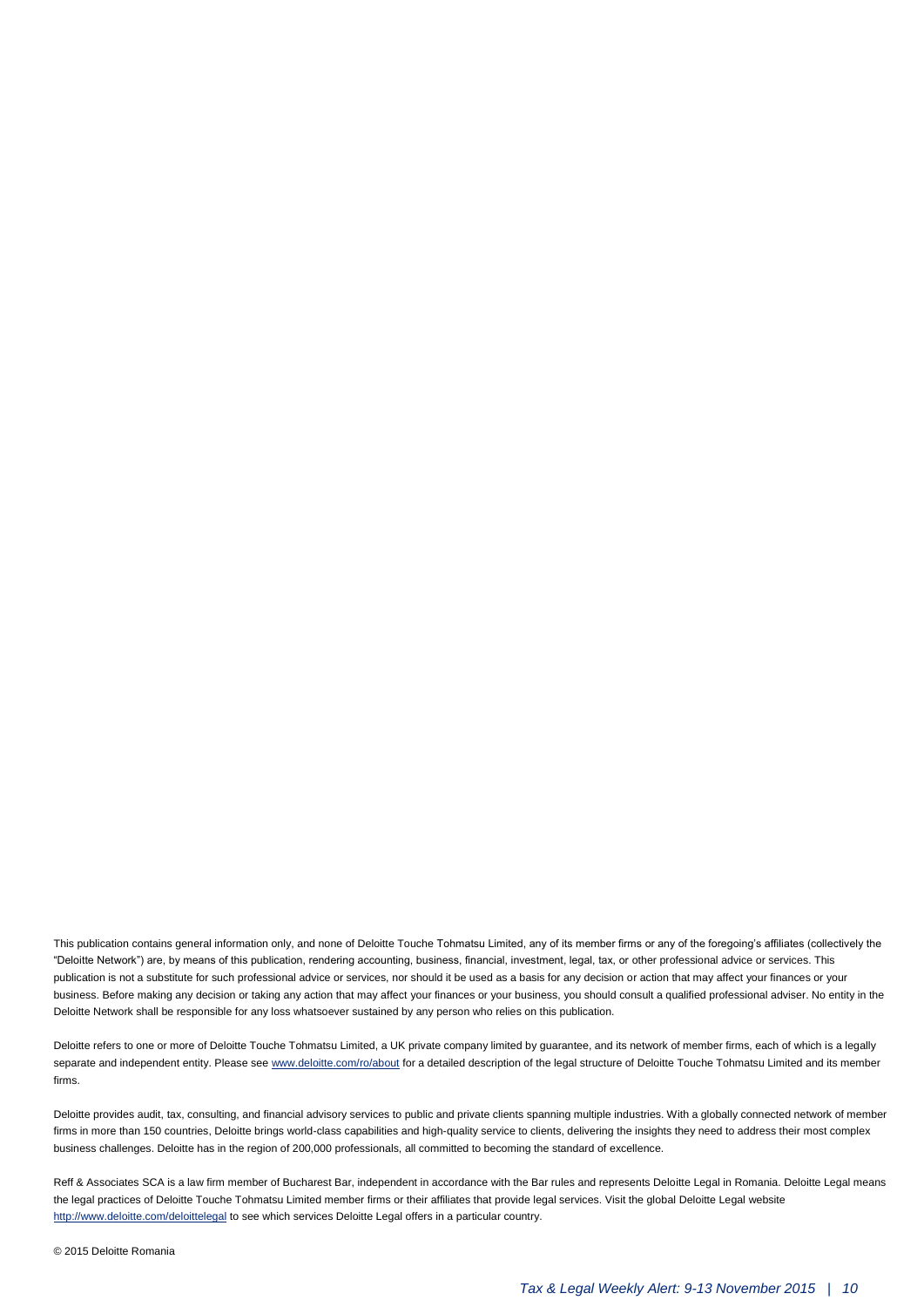This publication contains general information only, and none of Deloitte Touche Tohmatsu Limited, any of its member firms or any of the foregoing's affiliates (collectively the "Deloitte Network") are, by means of this publication, rendering accounting, business, financial, investment, legal, tax, or other professional advice or services. This publication is not a substitute for such professional advice or services, nor should it be used as a basis for any decision or action that may affect your finances or your business. Before making any decision or taking any action that may affect your finances or your business, you should consult a qualified professional adviser. No entity in the Deloitte Network shall be responsible for any loss whatsoever sustained by any person who relies on this publication.

Deloitte refers to one or more of Deloitte Touche Tohmatsu Limited, a UK private company limited by guarantee, and its network of member firms, each of which is a legally separate and independent entity. Please see www.deloitte.com/ro/about for a detailed description of the legal structure of Deloitte Touche Tohmatsu Limited and its member firms.

Deloitte provides audit, tax, consulting, and financial advisory services to public and private clients spanning multiple industries. With a globally connected network of member firms in more than 150 countries, Deloitte brings world-class capabilities and high-quality service to clients, delivering the insights they need to address their most complex business challenges. Deloitte has in the region of 200,000 professionals, all committed to becoming the standard of excellence.

Reff & Associates SCA is a law firm member of Bucharest Bar, independent in accordance with the Bar rules and represents Deloitte Legal in Romania. Deloitte Legal means the legal practices of Deloitte Touche Tohmatsu Limited member firms or their affiliates that provide legal services. Visit the global Deloitte Legal website http://www.deloitte.com/deloittelegal to see which services Deloitte Legal offers in a particular country.

© 2015 Deloitte Romania